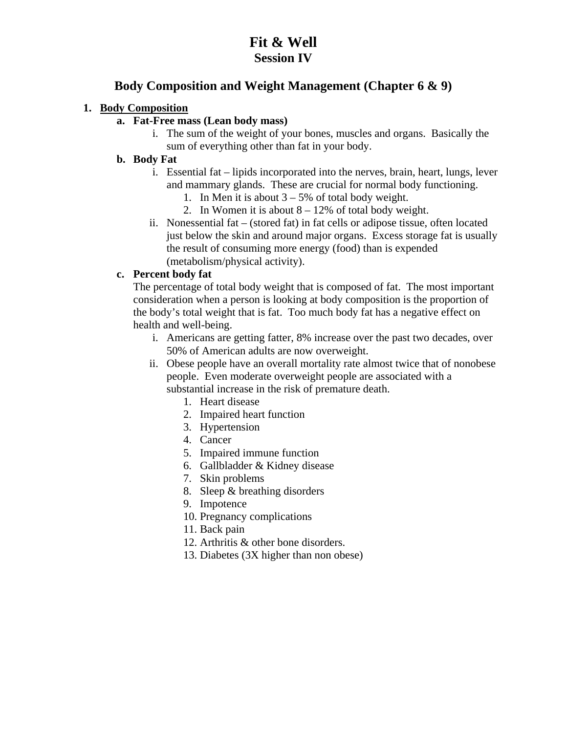# Fit & Well
## Session IV

## Body Composition and Weight Management (Chapter 6 & 9)

1. **Body Composition**
   a. **Fat-Free mass (Lean body mass)**
      i. The sum of the weight of your bones, muscles and organs. Basically the sum of everything other than fat in your body.

   b. **Body Fat**
      i. Essential fat – lipids incorporated into the nerves, brain, heart, lungs, lever and mammary glands. These are crucial for normal body functioning.
         1. In Men it is about 3 – 5% of total body weight.
         2. In Women it is about 8 – 12% of total body weight.

      ii. Nonessential fat – (stored fat) in fat cells or adipose tissue, often located just below the skin and around major organs. Excess storage fat is usually the result of consuming more energy (food) than is expended (metabolism/physical activity).

   c. **Percent body fat**
   The percentage of total body weight that is composed of fat. The most important consideration when a person is looking at body composition is the proportion of the body's total weight that is fat. Too much body fat has a negative effect on health and well-being.
      i. Americans are getting fatter, 8% increase over the past two decades, over 50% of American adults are now overweight.

      ii. Obese people have an overall mortality rate almost twice that of nonobese people. Even moderate overweight people are associated with a substantial increase in the risk of premature death.
         1. Heart disease
         2. Impaired heart function
         3. Hypertension
         4. Cancer
         5. Impaired immune function
         6. Gallbladder & Kidney disease
         7. Skin problems
         8. Sleep & breathing disorders
         9. Impotence
         10. Pregnancy complications
         11. Back pain
         12. Arthritis & other bone disorders.
         13. Diabetes (3X higher than non obese)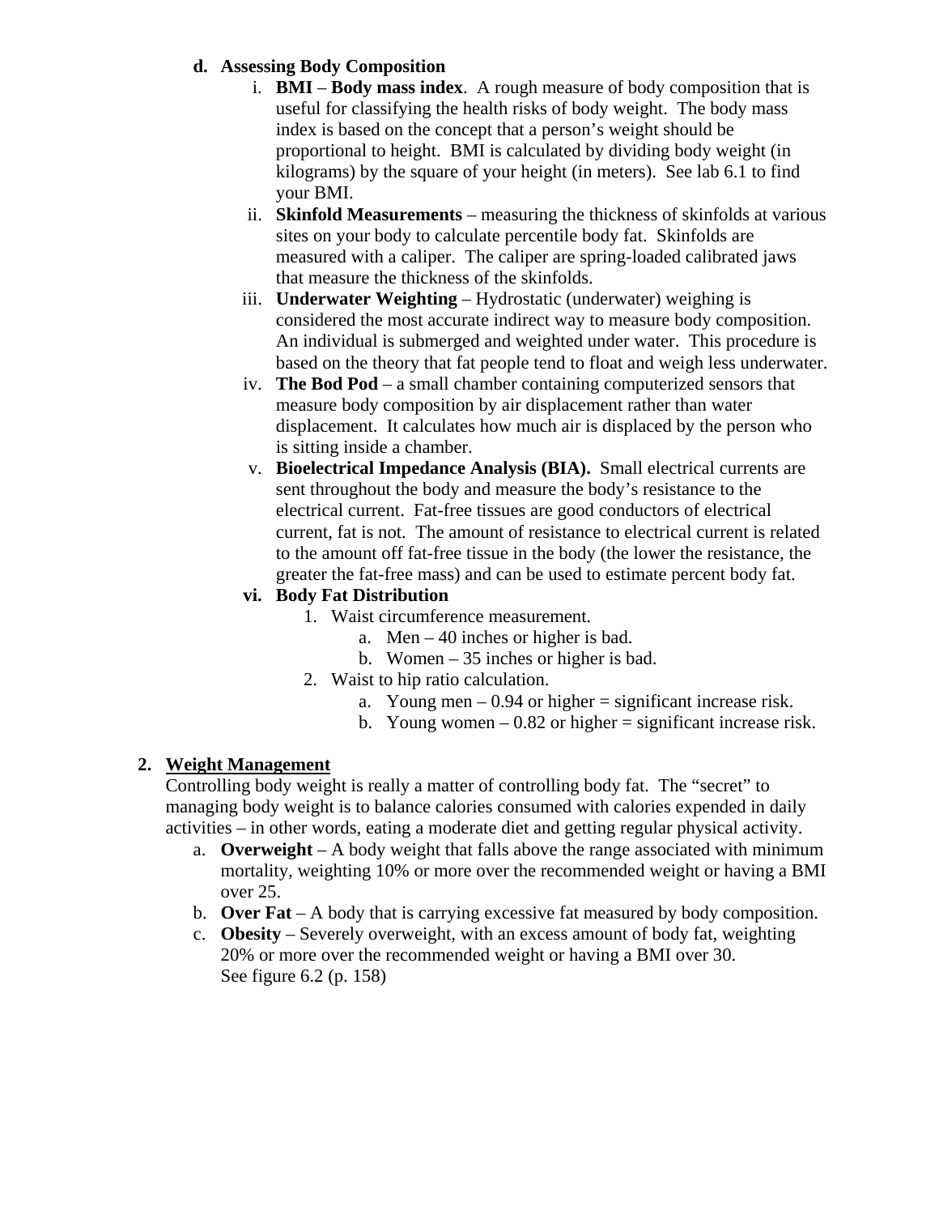d. **Assessing Body Composition**

   i. **BMI** – **Body mass index**. A rough measure of body composition that is useful for classifying the health risks of body weight. The body mass index is based on the concept that a person's weight should be proportional to height. BMI is calculated by dividing body weight (in kilograms) by the square of your height (in meters). See lab 6.1 to find your BMI.

   ii. **Skinfold Measurements** – measuring the thickness of skinfolds at various sites on your body to calculate percentile body fat. Skinfolds are measured with a caliper. The caliper are spring-loaded calibrated jaws that measure the thickness of the skinfolds.

   iii. **Underwater Weighting** – Hydrostatic (underwater) weighing is considered the most accurate indirect way to measure body composition. An individual is submerged and weighted under water. This procedure is based on the theory that fat people tend to float and weigh less underwater.

   iv. **The Bod Pod** – a small chamber containing computerized sensors that measure body composition by air displacement rather than water displacement. It calculates how much air is displaced by the person who is sitting inside a chamber.

   v. **Bioelectrical Impedance Analysis (BIA).** Small electrical currents are sent throughout the body and measure the body's resistance to the electrical current. Fat-free tissues are good conductors of electrical current, fat is not. The amount of resistance to electrical current is related to the amount off fat-free tissue in the body (the lower the resistance, the greater the fat-free mass) and can be used to estimate percent body fat.

   **vi. Body Fat Distribution**

   1. Waist circumference measurement.
      a. Men – 40 inches or higher is bad.
      b. Women – 35 inches or higher is bad.
   2. Waist to hip ratio calculation.
      a. Young men – 0.94 or higher = significant increase risk.
      b. Young women – 0.82 or higher = significant increase risk.

## 2. Weight Management

Controlling body weight is really a matter of controlling body fat. The "secret" to managing body weight is to balance calories consumed with calories expended in daily activities – in other words, eating a moderate diet and getting regular physical activity.

a. **Overweight** – A body weight that falls above the range associated with minimum mortality, weighting 10% or more over the recommended weight or having a BMI over 25.

b. **Over Fat** – A body that is carrying excessive fat measured by body composition.

c. **Obesity** – Severely overweight, with an excess amount of body fat, weighting 20% or more over the recommended weight or having a BMI over 30.
   See figure 6.2 (p. 158)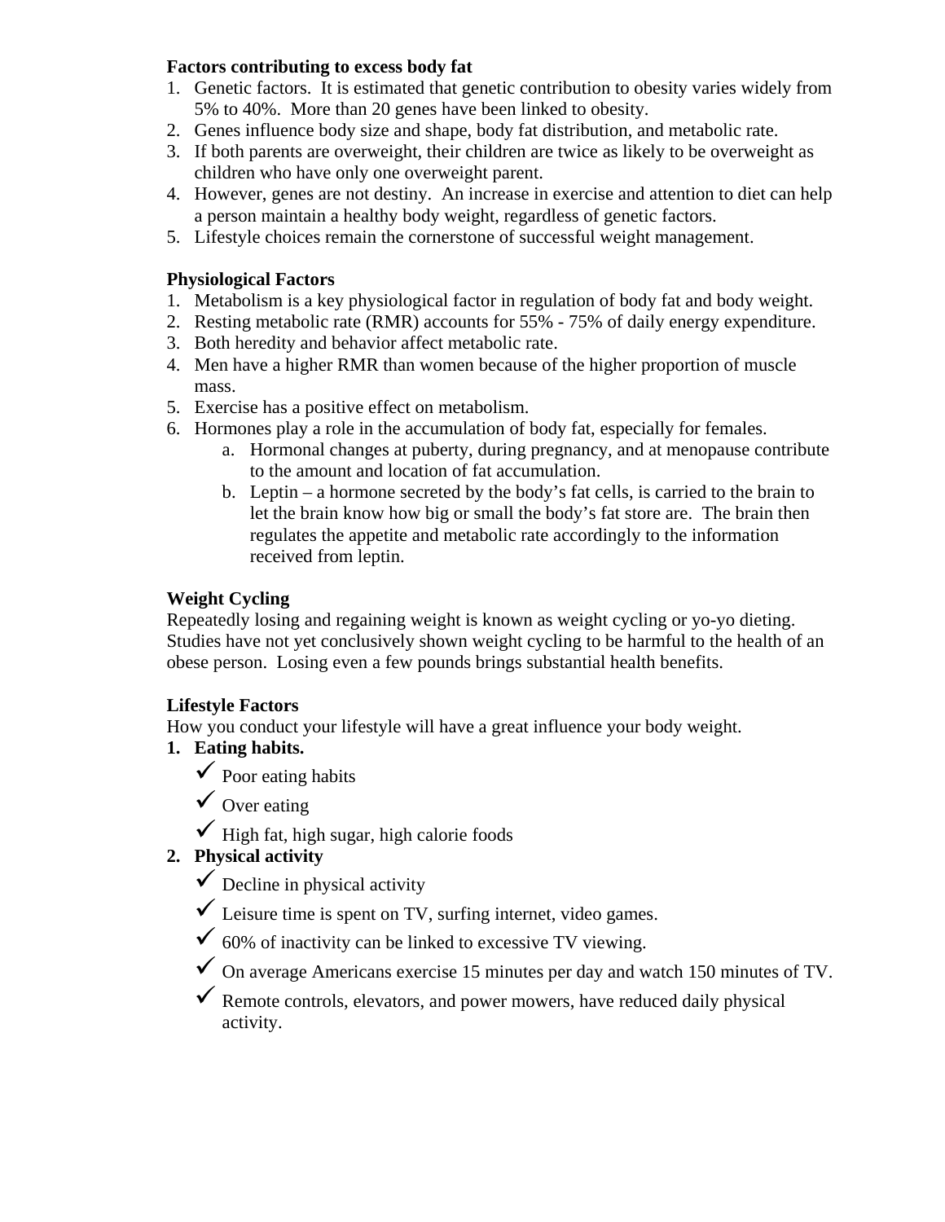**Factors contributing to excess body fat**

1. Genetic factors. It is estimated that genetic contribution to obesity varies widely from 5% to 40%. More than 20 genes have been linked to obesity.
2. Genes influence body size and shape, body fat distribution, and metabolic rate.
3. If both parents are overweight, their children are twice as likely to be overweight as children who have only one overweight parent.
4. However, genes are not destiny. An increase in exercise and attention to diet can help a person maintain a healthy body weight, regardless of genetic factors.
5. Lifestyle choices remain the cornerstone of successful weight management.

**Physiological Factors**

1. Metabolism is a key physiological factor in regulation of body fat and body weight.
2. Resting metabolic rate (RMR) accounts for 55% - 75% of daily energy expenditure.
3. Both heredity and behavior affect metabolic rate.
4. Men have a higher RMR than women because of the higher proportion of muscle mass.
5. Exercise has a positive effect on metabolism.
6. Hormones play a role in the accumulation of body fat, especially for females.
    a. Hormonal changes at puberty, during pregnancy, and at menopause contribute to the amount and location of fat accumulation.
    b. Leptin – a hormone secreted by the body's fat cells, is carried to the brain to let the brain know how big or small the body's fat store are. The brain then regulates the appetite and metabolic rate accordingly to the information received from leptin.

**Weight Cycling**

Repeatedly losing and regaining weight is known as weight cycling or yo-yo dieting. Studies have not yet conclusively shown weight cycling to be harmful to the health of an obese person. Losing even a few pounds brings substantial health benefits.

**Lifestyle Factors**

How you conduct your lifestyle will have a great influence your body weight.

1. **Eating habits.**
    - ✓ Poor eating habits
    - ✓ Over eating
    - ✓ High fat, high sugar, high calorie foods
2. **Physical activity**
    - ✓ Decline in physical activity
    - ✓ Leisure time is spent on TV, surfing internet, video games.
    - ✓ 60% of inactivity can be linked to excessive TV viewing.
    - ✓ On average Americans exercise 15 minutes per day and watch 150 minutes of TV.
    - ✓ Remote controls, elevators, and power mowers, have reduced daily physical activity.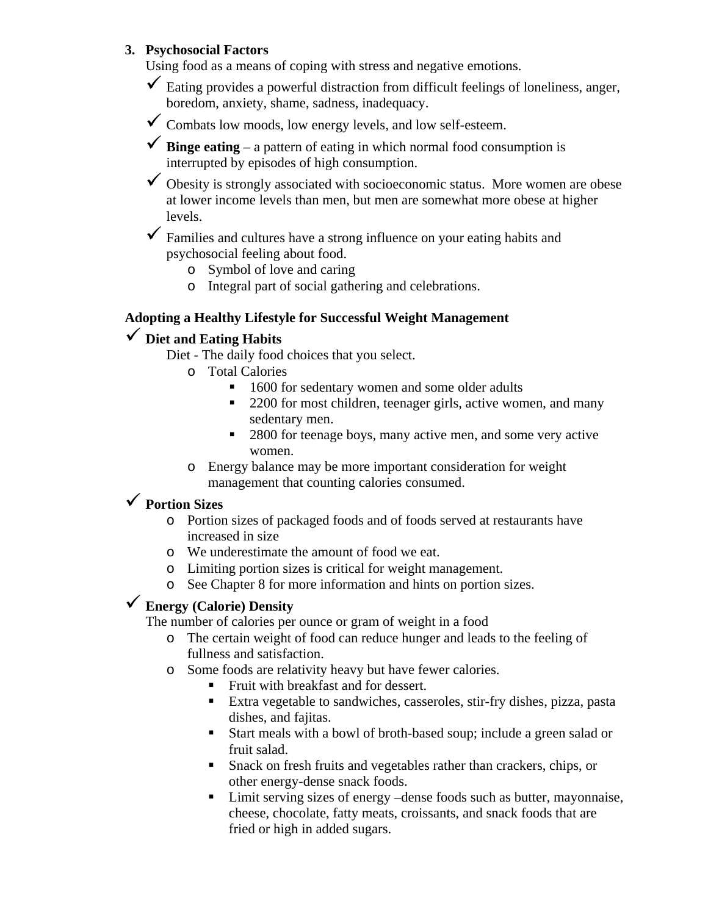3. **Psychosocial Factors**

   Using food as a means of coping with stress and negative emotions.

   - ✓ Eating provides a powerful distraction from difficult feelings of loneliness, anger, boredom, anxiety, shame, sadness, inadequacy.
   - ✓ Combats low moods, low energy levels, and low self-esteem.
   - ✓ **Binge eating** – a pattern of eating in which normal food consumption is interrupted by episodes of high consumption.
   - ✓ Obesity is strongly associated with socioeconomic status. More women are obese at lower income levels than men, but men are somewhat more obese at higher levels.
   - ✓ Families and cultures have a strong influence on your eating habits and psychosocial feeling about food.
     - Symbol of love and caring
     - Integral part of social gathering and celebrations.

**Adopting a Healthy Lifestyle for Successful Weight Management**

- ✓ **Diet and Eating Habits**

  Diet - The daily food choices that you select.
  - Total Calories
    - 1600 for sedentary women and some older adults
    - 2200 for most children, teenager girls, active women, and many sedentary men.
    - 2800 for teenage boys, many active men, and some very active women.
  - Energy balance may be more important consideration for weight management that counting calories consumed.

- ✓ **Portion Sizes**
  - Portion sizes of packaged foods and of foods served at restaurants have increased in size
  - We underestimate the amount of food we eat.
  - Limiting portion sizes is critical for weight management.
  - See Chapter 8 for more information and hints on portion sizes.

- ✓ **Energy (Calorie) Density**

  The number of calories per ounce or gram of weight in a food
  - The certain weight of food can reduce hunger and leads to the feeling of fullness and satisfaction.
  - Some foods are relativity heavy but have fewer calories.
    - Fruit with breakfast and for dessert.
    - Extra vegetable to sandwiches, casseroles, stir-fry dishes, pizza, pasta dishes, and fajitas.
    - Start meals with a bowl of broth-based soup; include a green salad or fruit salad.
    - Snack on fresh fruits and vegetables rather than crackers, chips, or other energy-dense snack foods.
    - Limit serving sizes of energy –dense foods such as butter, mayonnaise, cheese, chocolate, fatty meats, croissants, and snack foods that are fried or high in added sugars.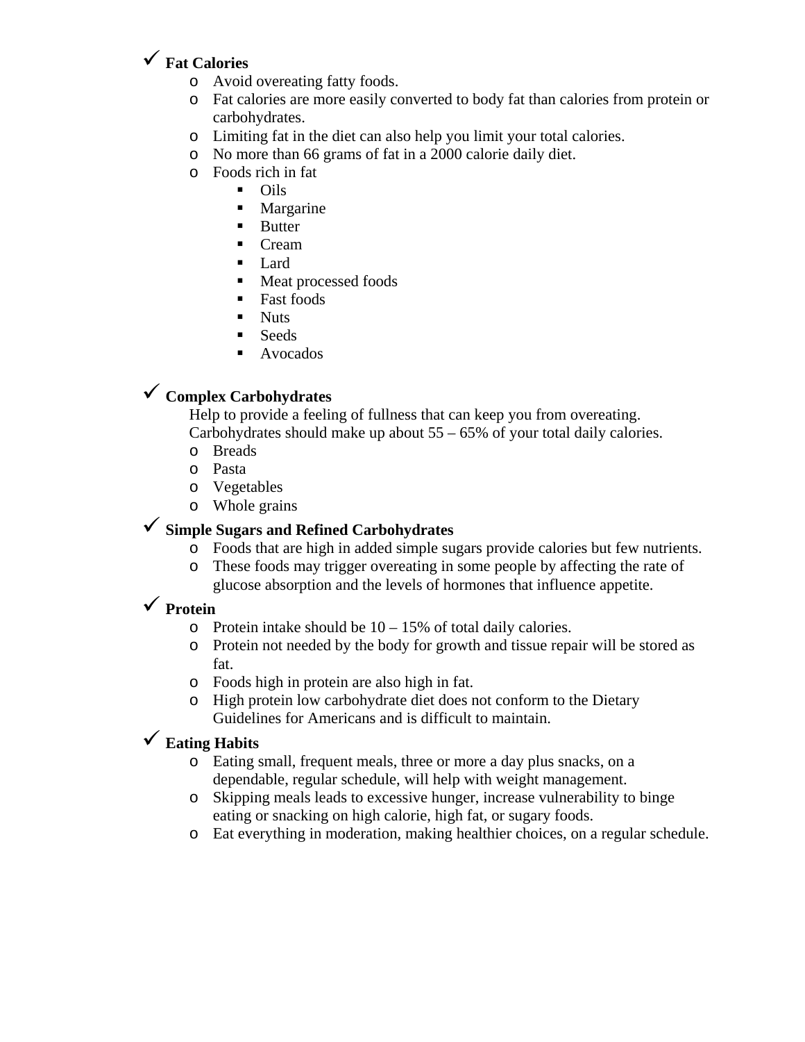✓ **Fat Calories**

- Avoid overeating fatty foods.
- Fat calories are more easily converted to body fat than calories from protein or carbohydrates.
- Limiting fat in the diet can also help you limit your total calories.
- No more than 66 grams of fat in a 2000 calorie daily diet.
- Foods rich in fat
    - Oils
    - Margarine
    - Butter
    - Cream
    - Lard
    - Meat processed foods
    - Fast foods
    - Nuts
    - Seeds
    - Avocados

✓ **Complex Carbohydrates**

Help to provide a feeling of fullness that can keep you from overeating.
Carbohydrates should make up about 55 – 65% of your total daily calories.

- Breads
- Pasta
- Vegetables
- Whole grains

✓ **Simple Sugars and Refined Carbohydrates**

- Foods that are high in added simple sugars provide calories but few nutrients.
- These foods may trigger overeating in some people by affecting the rate of glucose absorption and the levels of hormones that influence appetite.

✓ **Protein**

- Protein intake should be 10 – 15% of total daily calories.
- Protein not needed by the body for growth and tissue repair will be stored as fat.
- Foods high in protein are also high in fat.
- High protein low carbohydrate diet does not conform to the Dietary Guidelines for Americans and is difficult to maintain.

✓ **Eating Habits**

- Eating small, frequent meals, three or more a day plus snacks, on a dependable, regular schedule, will help with weight management.
- Skipping meals leads to excessive hunger, increase vulnerability to binge eating or snacking on high calorie, high fat, or sugary foods.
- Eat everything in moderation, making healthier choices, on a regular schedule.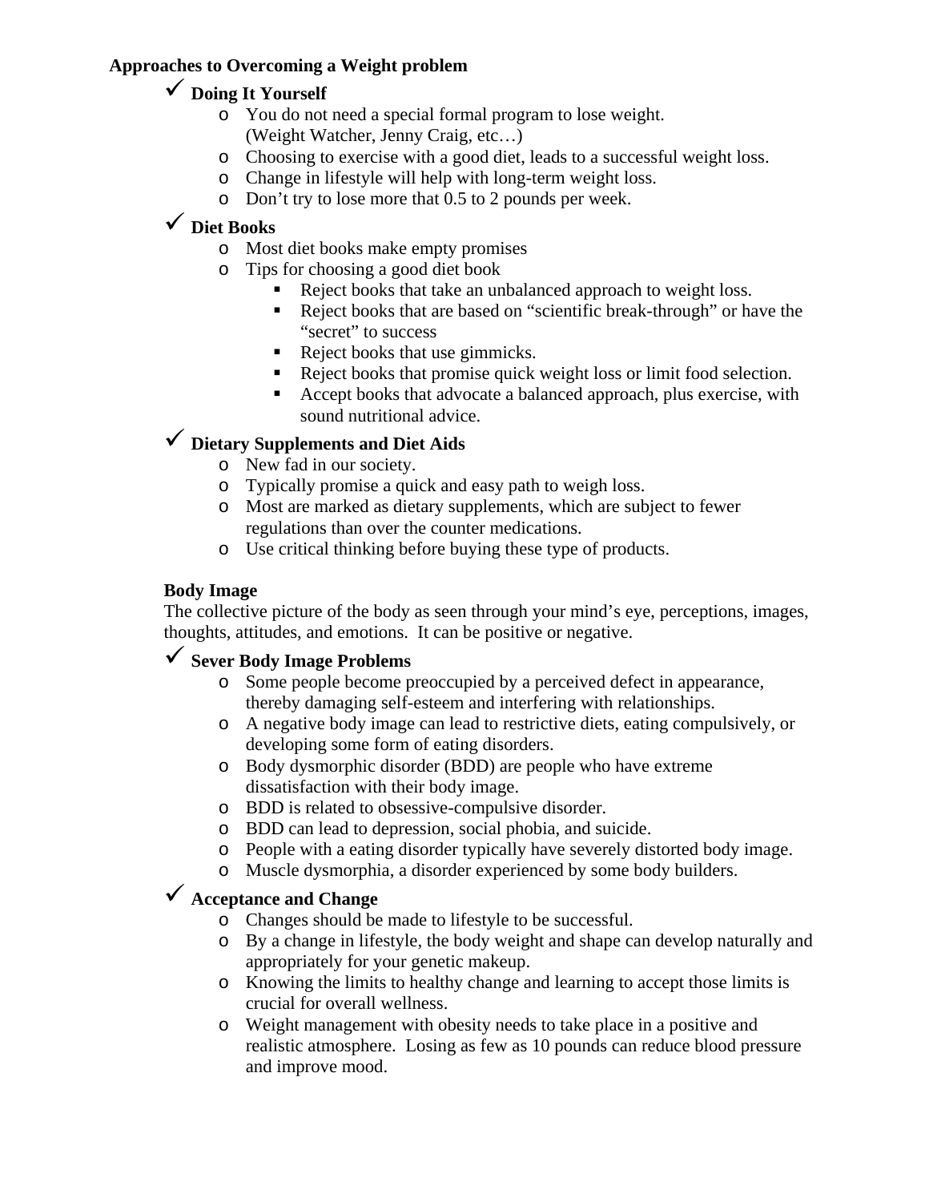**Approaches to Overcoming a Weight problem**

- ✓ **Doing It Yourself**
  - You do not need a special formal program to lose weight. (Weight Watcher, Jenny Craig, etc…)
  - Choosing to exercise with a good diet, leads to a successful weight loss.
  - Change in lifestyle will help with long-term weight loss.
  - Don't try to lose more that 0.5 to 2 pounds per week.
- ✓ **Diet Books**
  - Most diet books make empty promises
  - Tips for choosing a good diet book
    - Reject books that take an unbalanced approach to weight loss.
    - Reject books that are based on "scientific break-through" or have the "secret" to success
    - Reject books that use gimmicks.
    - Reject books that promise quick weight loss or limit food selection.
    - Accept books that advocate a balanced approach, plus exercise, with sound nutritional advice.
- ✓ **Dietary Supplements and Diet Aids**
  - New fad in our society.
  - Typically promise a quick and easy path to weigh loss.
  - Most are marked as dietary supplements, which are subject to fewer regulations than over the counter medications.
  - Use critical thinking before buying these type of products.

**Body Image**

The collective picture of the body as seen through your mind's eye, perceptions, images, thoughts, attitudes, and emotions. It can be positive or negative.

- ✓ **Sever Body Image Problems**
  - Some people become preoccupied by a perceived defect in appearance, thereby damaging self-esteem and interfering with relationships.
  - A negative body image can lead to restrictive diets, eating compulsively, or developing some form of eating disorders.
  - Body dysmorphic disorder (BDD) are people who have extreme dissatisfaction with their body image.
  - BDD is related to obsessive-compulsive disorder.
  - BDD can lead to depression, social phobia, and suicide.
  - People with a eating disorder typically have severely distorted body image.
  - Muscle dysmorphia, a disorder experienced by some body builders.
- ✓ **Acceptance and Change**
  - Changes should be made to lifestyle to be successful.
  - By a change in lifestyle, the body weight and shape can develop naturally and appropriately for your genetic makeup.
  - Knowing the limits to healthy change and learning to accept those limits is crucial for overall wellness.
  - Weight management with obesity needs to take place in a positive and realistic atmosphere. Losing as few as 10 pounds can reduce blood pressure and improve mood.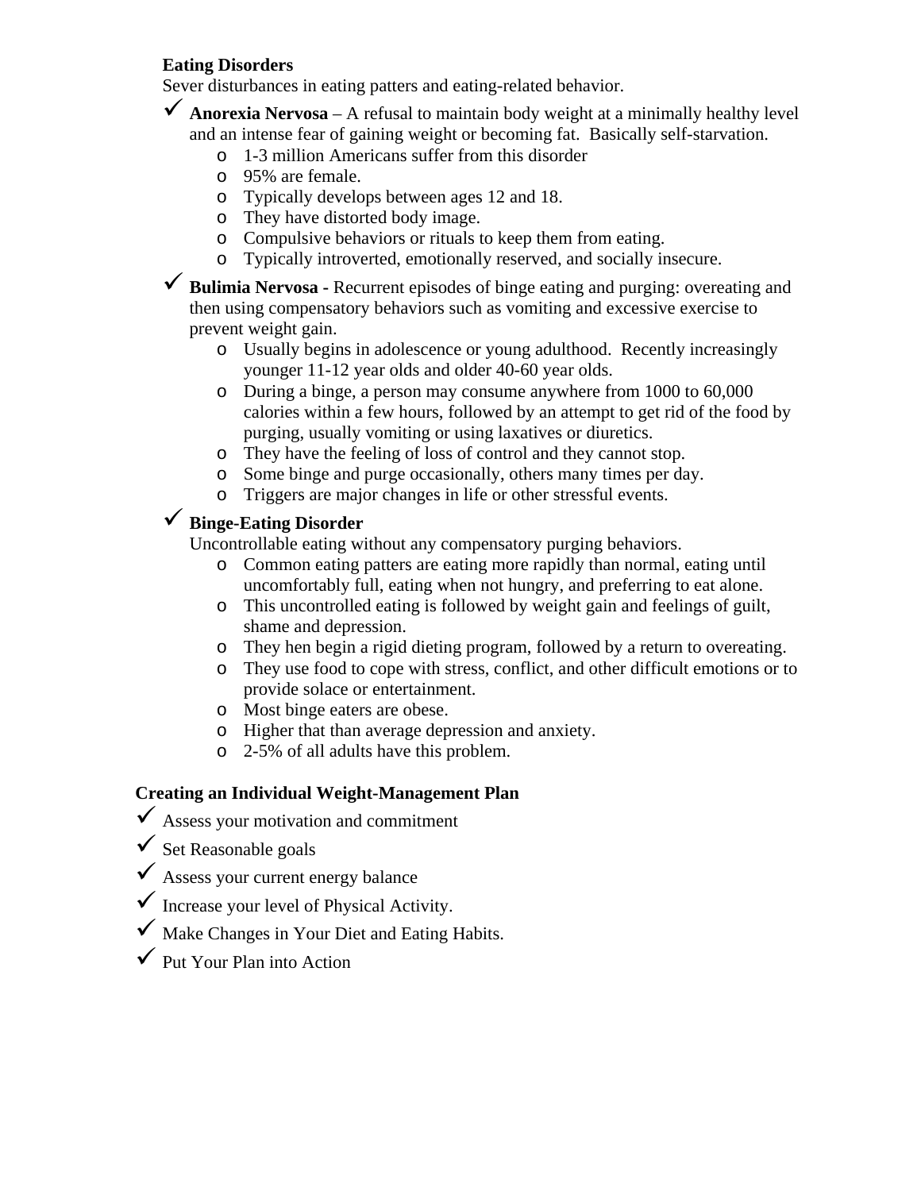**Eating Disorders**

Sever disturbances in eating patters and eating-related behavior.

- **Anorexia Nervosa** – A refusal to maintain body weight at a minimally healthy level and an intense fear of gaining weight or becoming fat. Basically self-starvation.
    - 1-3 million Americans suffer from this disorder
    - 95% are female.
    - Typically develops between ages 12 and 18.
    - They have distorted body image.
    - Compulsive behaviors or rituals to keep them from eating.
    - Typically introverted, emotionally reserved, and socially insecure.
- **Bulimia Nervosa -** Recurrent episodes of binge eating and purging: overeating and then using compensatory behaviors such as vomiting and excessive exercise to prevent weight gain.
    - Usually begins in adolescence or young adulthood. Recently increasingly younger 11-12 year olds and older 40-60 year olds.
    - During a binge, a person may consume anywhere from 1000 to 60,000 calories within a few hours, followed by an attempt to get rid of the food by purging, usually vomiting or using laxatives or diuretics.
    - They have the feeling of loss of control and they cannot stop.
    - Some binge and purge occasionally, others many times per day.
    - Triggers are major changes in life or other stressful events.
- **Binge-Eating Disorder**

  Uncontrollable eating without any compensatory purging behaviors.
    - Common eating patters are eating more rapidly than normal, eating until uncomfortably full, eating when not hungry, and preferring to eat alone.
    - This uncontrolled eating is followed by weight gain and feelings of guilt, shame and depression.
    - They hen begin a rigid dieting program, followed by a return to overeating.
    - They use food to cope with stress, conflict, and other difficult emotions or to provide solace or entertainment.
    - Most binge eaters are obese.
    - Higher that than average depression and anxiety.
    - 2-5% of all adults have this problem.

**Creating an Individual Weight-Management Plan**

- Assess your motivation and commitment
- Set Reasonable goals
- Assess your current energy balance
- Increase your level of Physical Activity.
- Make Changes in Your Diet and Eating Habits.
- Put Your Plan into Action